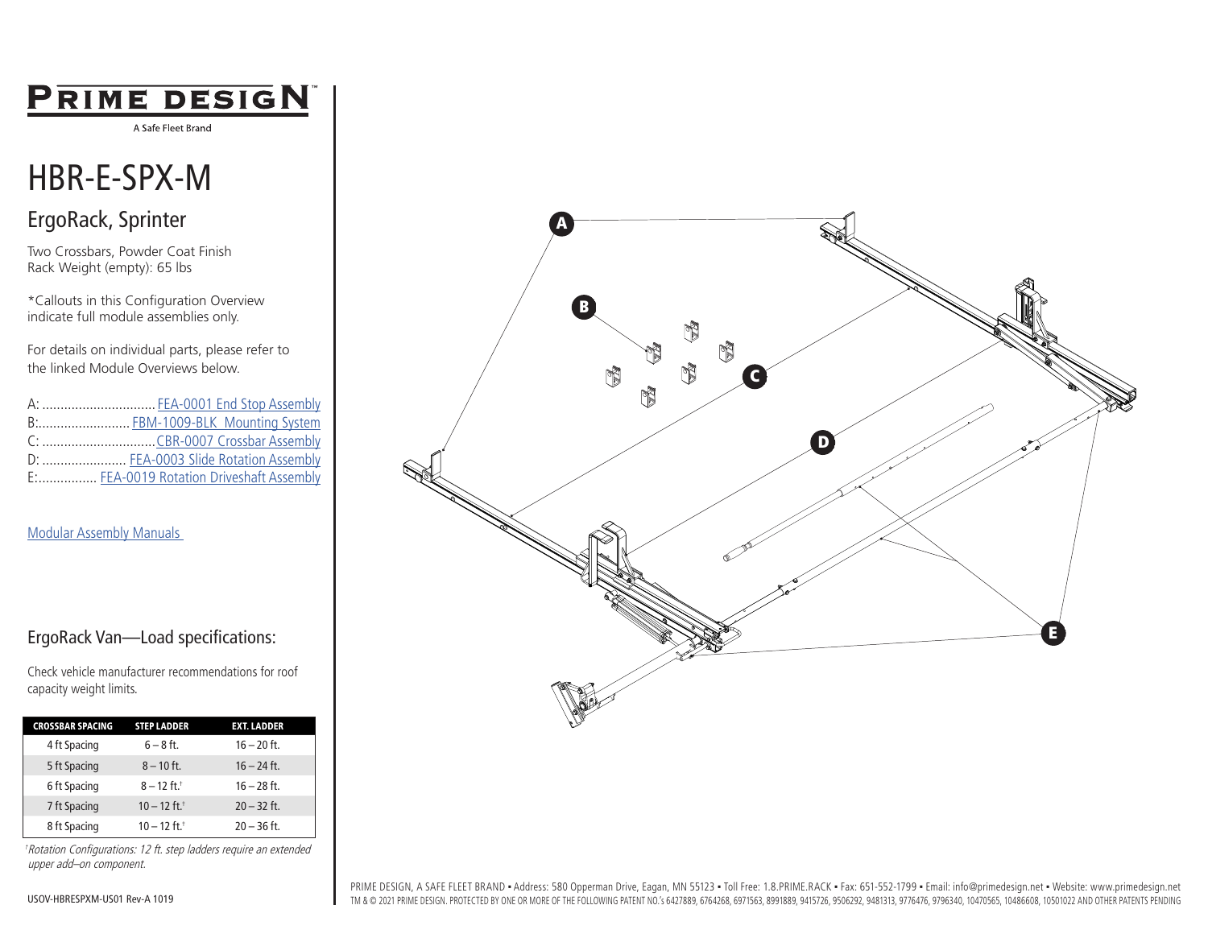# PRIME DESIGN

A Safe Fleet Brand

# HBR-E-SPX-M

## ErgoRack, Sprinter

Two Crossbars, Powder Coat Finish
Rack Weight (empty): 65 lbs

*Callouts in this Configuration Overview indicate full module assemblies only.

For details on individual parts, please refer to the linked Module Overviews below.

A: ............................... FEA-0001 End Stop Assembly
B:......................... FBM-1009-BLK Mounting System
C: ............................... CBR-0007 Crossbar Assembly
D: ....................... FEA-0003 Slide Rotation Assembly
E:................ FEA-0019 Rotation Driveshaft Assembly

Modular Assembly Manuals

## ErgoRack Van—Load specifications:

Check vehicle manufacturer recommendations for roof capacity weight limits.

| CROSSBAR SPACING | STEP LADDER | EXT. LADDER |
|---|---|---|
| 4 ft Spacing | 6 – 8 ft. | 16 – 20 ft. |
| 5 ft Spacing | 8 – 10 ft. | 16 – 24 ft. |
| 6 ft Spacing | 8 – 12 ft.† | 16 – 28 ft. |
| 7 ft Spacing | 10 – 12 ft.† | 20 – 32 ft. |
| 8 ft Spacing | 10 – 12 ft.† | 20 – 36 ft. |

*†Rotation Configurations: 12 ft. step ladders require an extended upper add–on component.*

A
B
C
D
E

USOV-HBRESPXM-US01 Rev-A 1019

PRIME DESIGN, A SAFE FLEET BRAND • Address: 580 Opperman Drive, Eagan, MN 55123 • Toll Free: 1.8.PRIME.RACK • Fax: 651-552-1799 • Email: info@primedesign.net • Website: www.primedesign.net
TM & © 2021 PRIME DESIGN. PROTECTED BY ONE OR MORE OF THE FOLLOWING PATENT NO.'s 6427889, 6764268, 6971563, 8991889, 9415726, 9506292, 9481313, 9776476, 9796340, 10470565, 10486608, 10501022 AND OTHER PATENTS PENDING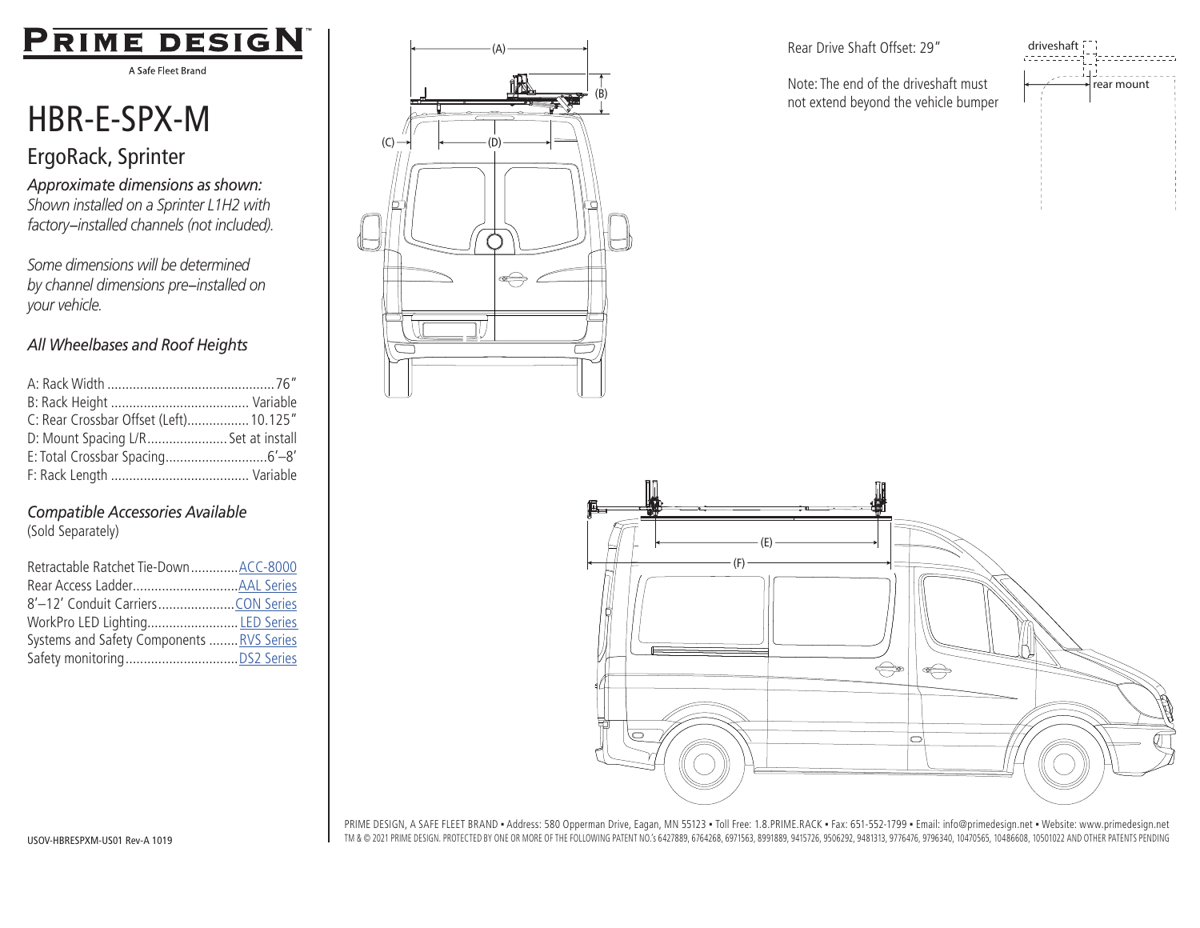# PRIME DESIGN™

A Safe Fleet Brand

# HBR-E-SPX-M

## ErgoRack, Sprinter

*Approximate dimensions as shown:*
*Shown installed on a Sprinter L1H2 with factory–installed channels (not included).*

*Some dimensions will be determined by channel dimensions pre–installed on your vehicle.*

### *All Wheelbases and Roof Heights*

| | |
|---|---|
| A: Rack Width | 76″ |
| B: Rack Height | Variable |
| C: Rear Crossbar Offset (Left) | 10.125″ |
| D: Mount Spacing L/R | Set at install |
| E: Total Crossbar Spacing | 6′–8′ |
| F: Rack Length | Variable |

### *Compatible Accessories Available*

(Sold Separately)

| | |
|---|---|
| Retractable Ratchet Tie-Down | ACC-8000 |
| Rear Access Ladder | AAL Series |
| 8′–12′ Conduit Carriers | CON Series |
| WorkPro LED Lighting | LED Series |
| Systems and Safety Components | RVS Series |
| Safety monitoring | DS2 Series |

USOV-HBRESPXM-US01 Rev-A 1019

(A)

(B)

(C)

(D)

Rear Drive Shaft Offset: 29″

Note: The end of the driveshaft must not extend beyond the vehicle bumper

driveshaft

rear mount

(E)

(F)

PRIME DESIGN, A SAFE FLEET BRAND ▪ Address: 580 Opperman Drive, Eagan, MN 55123 ▪ Toll Free: 1.8.PRIME.RACK ▪ Fax: 651-552-1799 ▪ Email: info@primedesign.net ▪ Website: www.primedesign.net

TM & © 2021 PRIME DESIGN. PROTECTED BY ONE OR MORE OF THE FOLLOWING PATENT NO.'s 6427889, 6764268, 6971563, 8991889, 9415726, 9506292, 9481313, 9776476, 9796340, 10470565, 10486608, 10501022 AND OTHER PATENTS PENDING